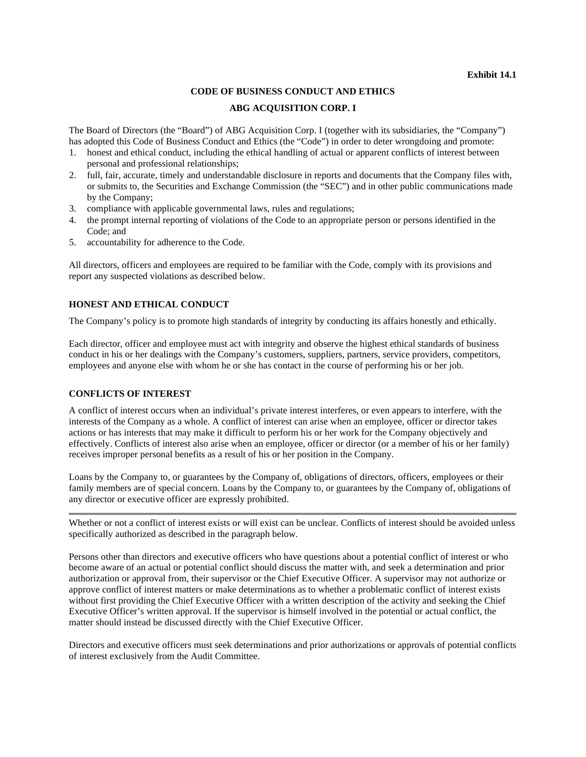**Exhibit 14.1**

# CODE OF BUSINESS CONDUCT AND ETHICS

# ABG ACQUISITION CORP. I

The Board of Directors (the “Board”) of ABG Acquisition Corp. I (together with its subsidiaries, the “Company”) has adopted this Code of Business Conduct and Ethics (the “Code”) in order to deter wrongdoing and promote:

1. honest and ethical conduct, including the ethical handling of actual or apparent conflicts of interest between personal and professional relationships;
2. full, fair, accurate, timely and understandable disclosure in reports and documents that the Company files with, or submits to, the Securities and Exchange Commission (the “SEC”) and in other public communications made by the Company;
3. compliance with applicable governmental laws, rules and regulations;
4. the prompt internal reporting of violations of the Code to an appropriate person or persons identified in the Code; and
5. accountability for adherence to the Code.

All directors, officers and employees are required to be familiar with the Code, comply with its provisions and report any suspected violations as described below.

## HONEST AND ETHICAL CONDUCT

The Company’s policy is to promote high standards of integrity by conducting its affairs honestly and ethically.

Each director, officer and employee must act with integrity and observe the highest ethical standards of business conduct in his or her dealings with the Company’s customers, suppliers, partners, service providers, competitors, employees and anyone else with whom he or she has contact in the course of performing his or her job.

## CONFLICTS OF INTEREST

A conflict of interest occurs when an individual’s private interest interferes, or even appears to interfere, with the interests of the Company as a whole. A conflict of interest can arise when an employee, officer or director takes actions or has interests that may make it difficult to perform his or her work for the Company objectively and effectively. Conflicts of interest also arise when an employee, officer or director (or a member of his or her family) receives improper personal benefits as a result of his or her position in the Company.

Loans by the Company to, or guarantees by the Company of, obligations of directors, officers, employees or their family members are of special concern. Loans by the Company to, or guarantees by the Company of, obligations of any director or executive officer are expressly prohibited.

---

Whether or not a conflict of interest exists or will exist can be unclear. Conflicts of interest should be avoided unless specifically authorized as described in the paragraph below.

Persons other than directors and executive officers who have questions about a potential conflict of interest or who become aware of an actual or potential conflict should discuss the matter with, and seek a determination and prior authorization or approval from, their supervisor or the Chief Executive Officer. A supervisor may not authorize or approve conflict of interest matters or make determinations as to whether a problematic conflict of interest exists without first providing the Chief Executive Officer with a written description of the activity and seeking the Chief Executive Officer’s written approval. If the supervisor is himself involved in the potential or actual conflict, the matter should instead be discussed directly with the Chief Executive Officer.

Directors and executive officers must seek determinations and prior authorizations or approvals of potential conflicts of interest exclusively from the Audit Committee.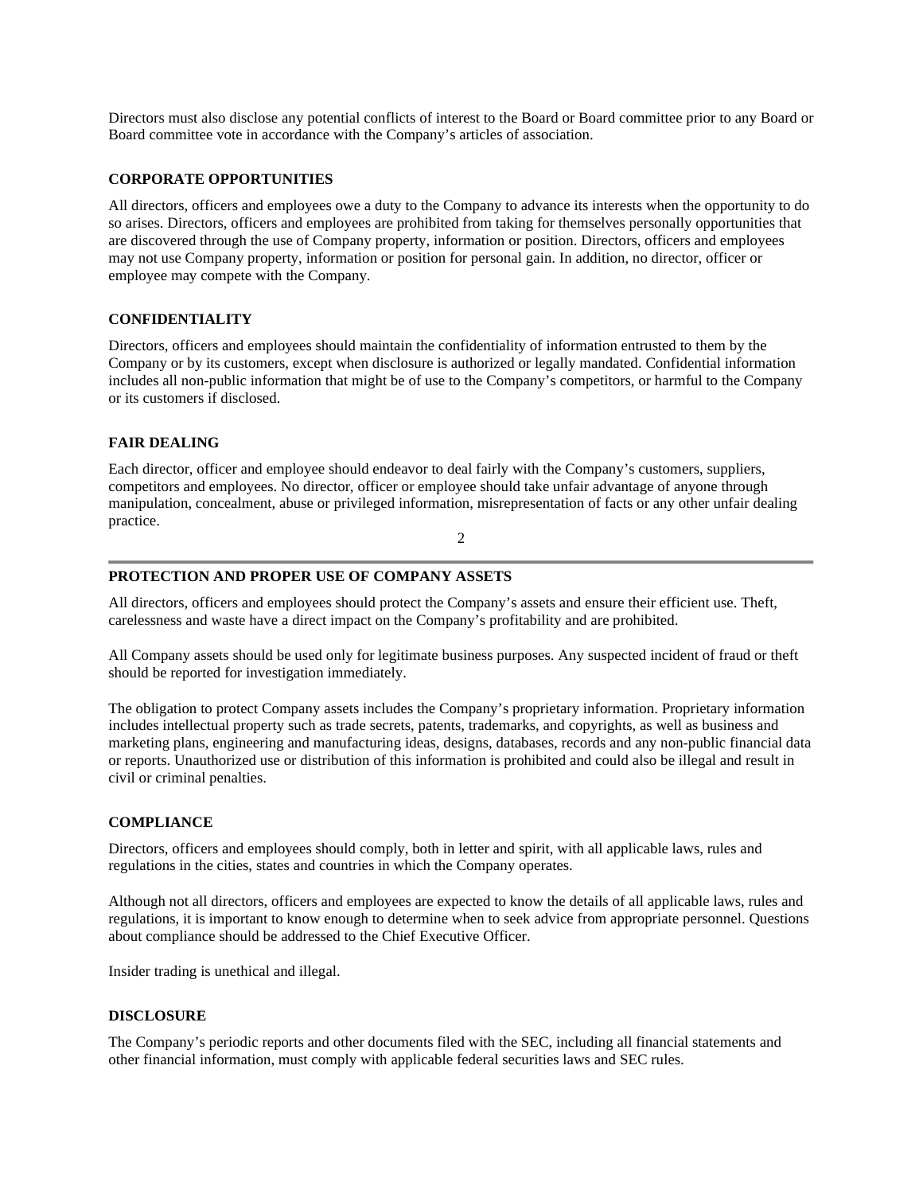Directors must also disclose any potential conflicts of interest to the Board or Board committee prior to any Board or Board committee vote in accordance with the Company's articles of association.

## CORPORATE OPPORTUNITIES

All directors, officers and employees owe a duty to the Company to advance its interests when the opportunity to do so arises. Directors, officers and employees are prohibited from taking for themselves personally opportunities that are discovered through the use of Company property, information or position. Directors, officers and employees may not use Company property, information or position for personal gain. In addition, no director, officer or employee may compete with the Company.

## CONFIDENTIALITY

Directors, officers and employees should maintain the confidentiality of information entrusted to them by the Company or by its customers, except when disclosure is authorized or legally mandated. Confidential information includes all non-public information that might be of use to the Company's competitors, or harmful to the Company or its customers if disclosed.

## FAIR DEALING

Each director, officer and employee should endeavor to deal fairly with the Company's customers, suppliers, competitors and employees. No director, officer or employee should take unfair advantage of anyone through manipulation, concealment, abuse or privileged information, misrepresentation of facts or any other unfair dealing practice.

## PROTECTION AND PROPER USE OF COMPANY ASSETS

All directors, officers and employees should protect the Company's assets and ensure their efficient use. Theft, carelessness and waste have a direct impact on the Company's profitability and are prohibited.

All Company assets should be used only for legitimate business purposes. Any suspected incident of fraud or theft should be reported for investigation immediately.

The obligation to protect Company assets includes the Company's proprietary information. Proprietary information includes intellectual property such as trade secrets, patents, trademarks, and copyrights, as well as business and marketing plans, engineering and manufacturing ideas, designs, databases, records and any non-public financial data or reports. Unauthorized use or distribution of this information is prohibited and could also be illegal and result in civil or criminal penalties.

## COMPLIANCE

Directors, officers and employees should comply, both in letter and spirit, with all applicable laws, rules and regulations in the cities, states and countries in which the Company operates.

Although not all directors, officers and employees are expected to know the details of all applicable laws, rules and regulations, it is important to know enough to determine when to seek advice from appropriate personnel. Questions about compliance should be addressed to the Chief Executive Officer.

Insider trading is unethical and illegal.

## DISCLOSURE

The Company's periodic reports and other documents filed with the SEC, including all financial statements and other financial information, must comply with applicable federal securities laws and SEC rules.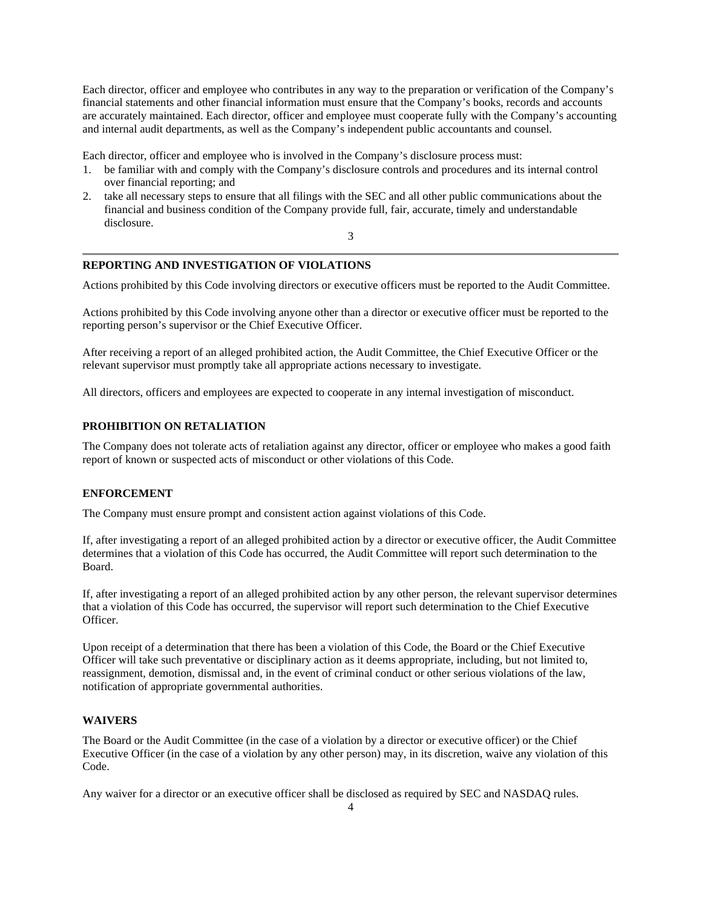Each director, officer and employee who contributes in any way to the preparation or verification of the Company's financial statements and other financial information must ensure that the Company's books, records and accounts are accurately maintained. Each director, officer and employee must cooperate fully with the Company's accounting and internal audit departments, as well as the Company's independent public accountants and counsel.

Each director, officer and employee who is involved in the Company's disclosure process must:

1. be familiar with and comply with the Company's disclosure controls and procedures and its internal control over financial reporting; and
2. take all necessary steps to ensure that all filings with the SEC and all other public communications about the financial and business condition of the Company provide full, fair, accurate, timely and understandable disclosure.

## REPORTING AND INVESTIGATION OF VIOLATIONS

Actions prohibited by this Code involving directors or executive officers must be reported to the Audit Committee.

Actions prohibited by this Code involving anyone other than a director or executive officer must be reported to the reporting person's supervisor or the Chief Executive Officer.

After receiving a report of an alleged prohibited action, the Audit Committee, the Chief Executive Officer or the relevant supervisor must promptly take all appropriate actions necessary to investigate.

All directors, officers and employees are expected to cooperate in any internal investigation of misconduct.

## PROHIBITION ON RETALIATION

The Company does not tolerate acts of retaliation against any director, officer or employee who makes a good faith report of known or suspected acts of misconduct or other violations of this Code.

## ENFORCEMENT

The Company must ensure prompt and consistent action against violations of this Code.

If, after investigating a report of an alleged prohibited action by a director or executive officer, the Audit Committee determines that a violation of this Code has occurred, the Audit Committee will report such determination to the Board.

If, after investigating a report of an alleged prohibited action by any other person, the relevant supervisor determines that a violation of this Code has occurred, the supervisor will report such determination to the Chief Executive Officer.

Upon receipt of a determination that there has been a violation of this Code, the Board or the Chief Executive Officer will take such preventative or disciplinary action as it deems appropriate, including, but not limited to, reassignment, demotion, dismissal and, in the event of criminal conduct or other serious violations of the law, notification of appropriate governmental authorities.

## WAIVERS

The Board or the Audit Committee (in the case of a violation by a director or executive officer) or the Chief Executive Officer (in the case of a violation by any other person) may, in its discretion, waive any violation of this Code.

Any waiver for a director or an executive officer shall be disclosed as required by SEC and NASDAQ rules.